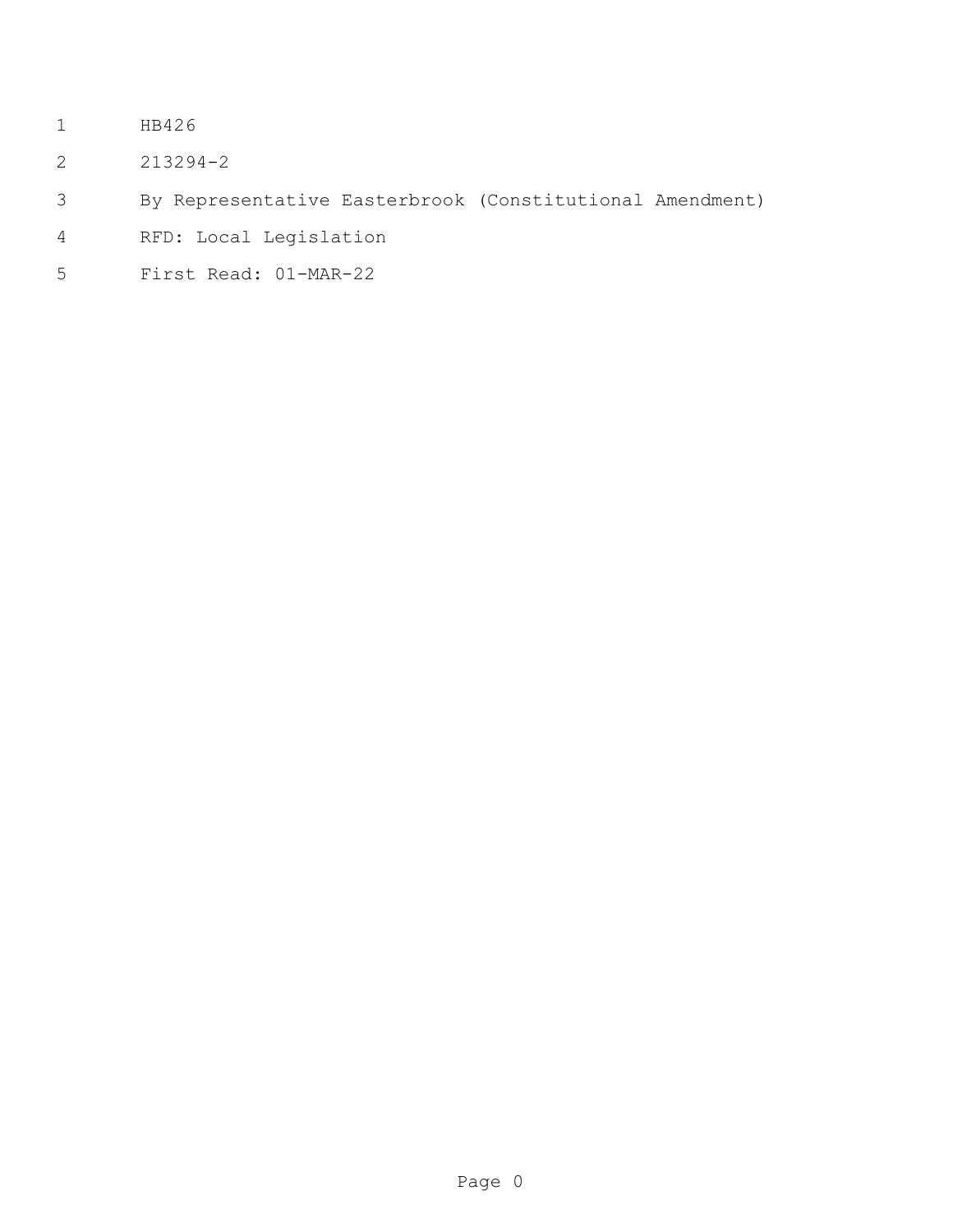HB426

213294-2

By Representative Easterbrook (Constitutional Amendment)

RFD: Local Legislation

First Read: 01-MAR-22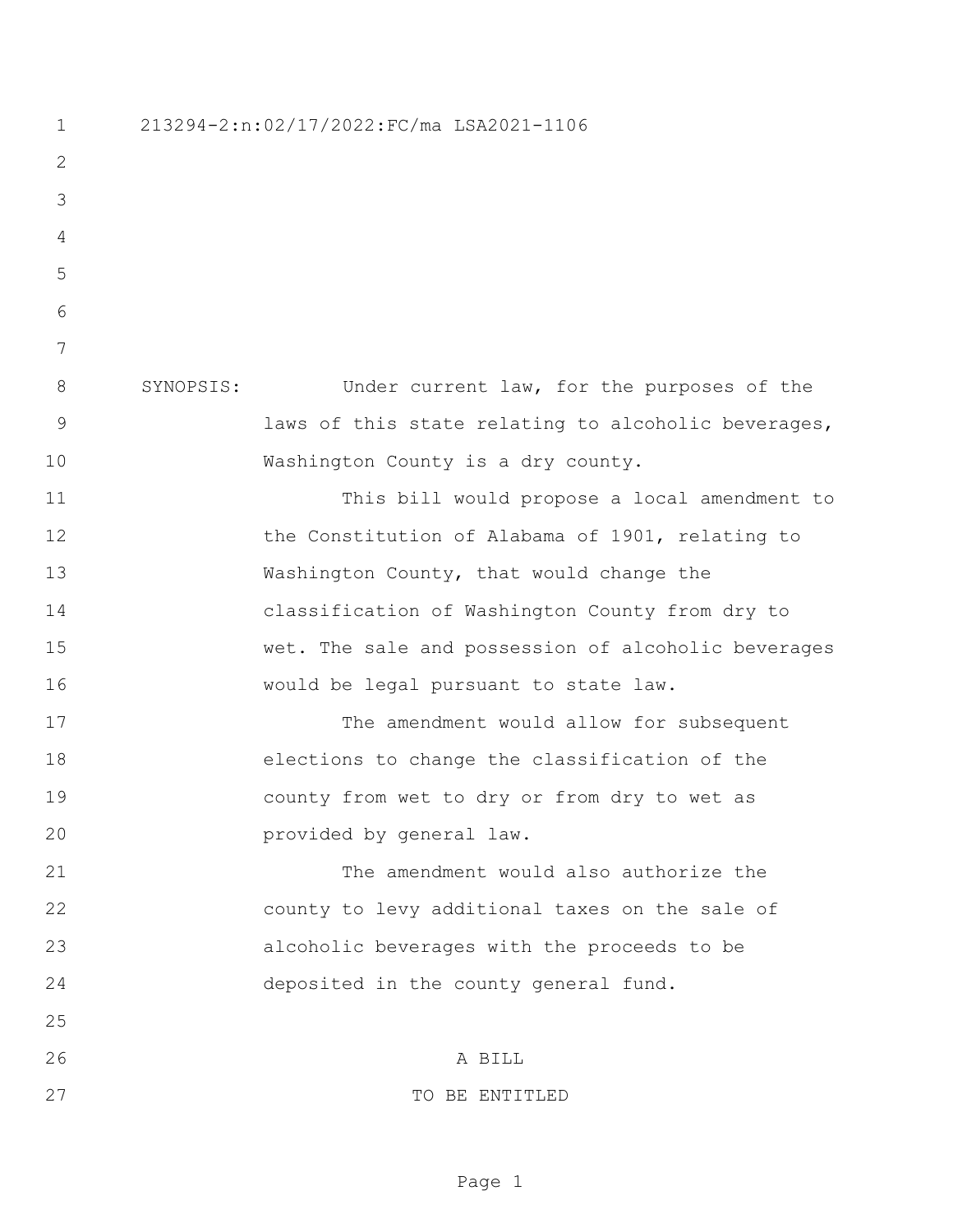213294-2:n:02/17/2022:FC/ma LSA2021-1106

SYNOPSIS: Under current law, for the purposes of the laws of this state relating to alcoholic beverages, Washington County is a dry county.

This bill would propose a local amendment to the Constitution of Alabama of 1901, relating to Washington County, that would change the classification of Washington County from dry to wet. The sale and possession of alcoholic beverages would be legal pursuant to state law.

The amendment would allow for subsequent elections to change the classification of the county from wet to dry or from dry to wet as provided by general law.

The amendment would also authorize the county to levy additional taxes on the sale of alcoholic beverages with the proceeds to be deposited in the county general fund.

A BILL

TO BE ENTITLED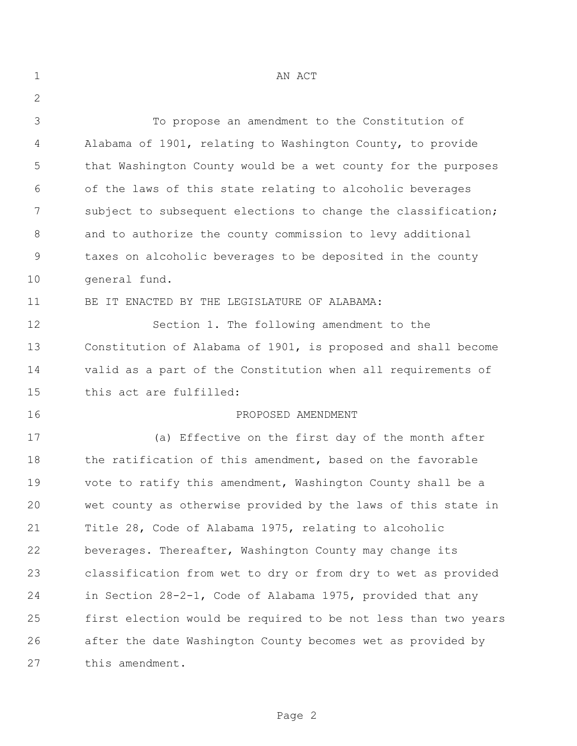AN ACT

To propose an amendment to the Constitution of Alabama of 1901, relating to Washington County, to provide that Washington County would be a wet county for the purposes of the laws of this state relating to alcoholic beverages subject to subsequent elections to change the classification; and to authorize the county commission to levy additional taxes on alcoholic beverages to be deposited in the county general fund.

BE IT ENACTED BY THE LEGISLATURE OF ALABAMA:

Section 1. The following amendment to the Constitution of Alabama of 1901, is proposed and shall become valid as a part of the Constitution when all requirements of this act are fulfilled:

PROPOSED AMENDMENT

(a) Effective on the first day of the month after the ratification of this amendment, based on the favorable vote to ratify this amendment, Washington County shall be a wet county as otherwise provided by the laws of this state in Title 28, Code of Alabama 1975, relating to alcoholic beverages. Thereafter, Washington County may change its classification from wet to dry or from dry to wet as provided in Section 28-2-1, Code of Alabama 1975, provided that any first election would be required to be not less than two years after the date Washington County becomes wet as provided by this amendment.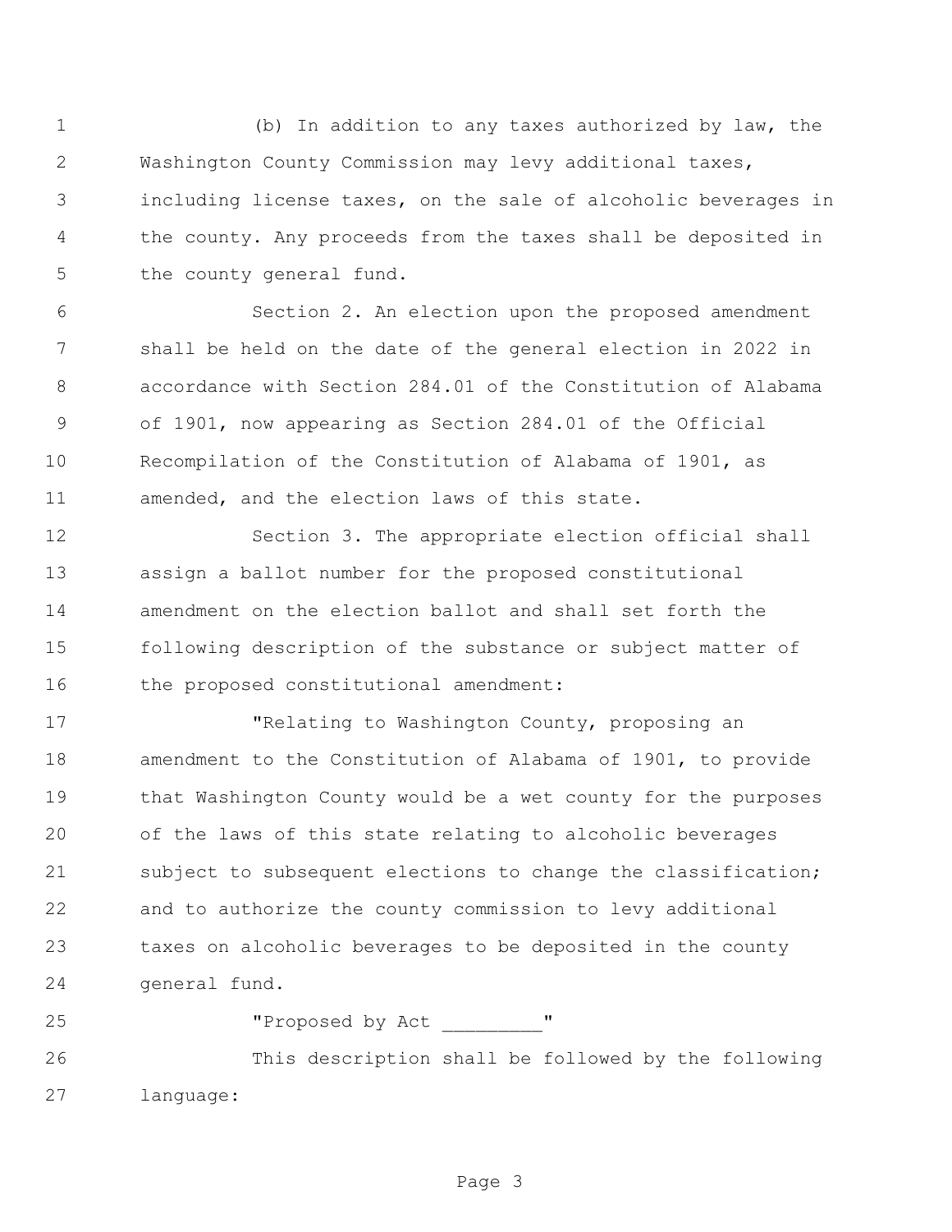(b) In addition to any taxes authorized by law, the Washington County Commission may levy additional taxes, including license taxes, on the sale of alcoholic beverages in the county. Any proceeds from the taxes shall be deposited in the county general fund.

Section 2. An election upon the proposed amendment shall be held on the date of the general election in 2022 in accordance with Section 284.01 of the Constitution of Alabama of 1901, now appearing as Section 284.01 of the Official Recompilation of the Constitution of Alabama of 1901, as amended, and the election laws of this state.

Section 3. The appropriate election official shall assign a ballot number for the proposed constitutional amendment on the election ballot and shall set forth the following description of the substance or subject matter of the proposed constitutional amendment:

"Relating to Washington County, proposing an amendment to the Constitution of Alabama of 1901, to provide that Washington County would be a wet county for the purposes of the laws of this state relating to alcoholic beverages subject to subsequent elections to change the classification; and to authorize the county commission to levy additional taxes on alcoholic beverages to be deposited in the county general fund.

"Proposed by Act _________"

This description shall be followed by the following language: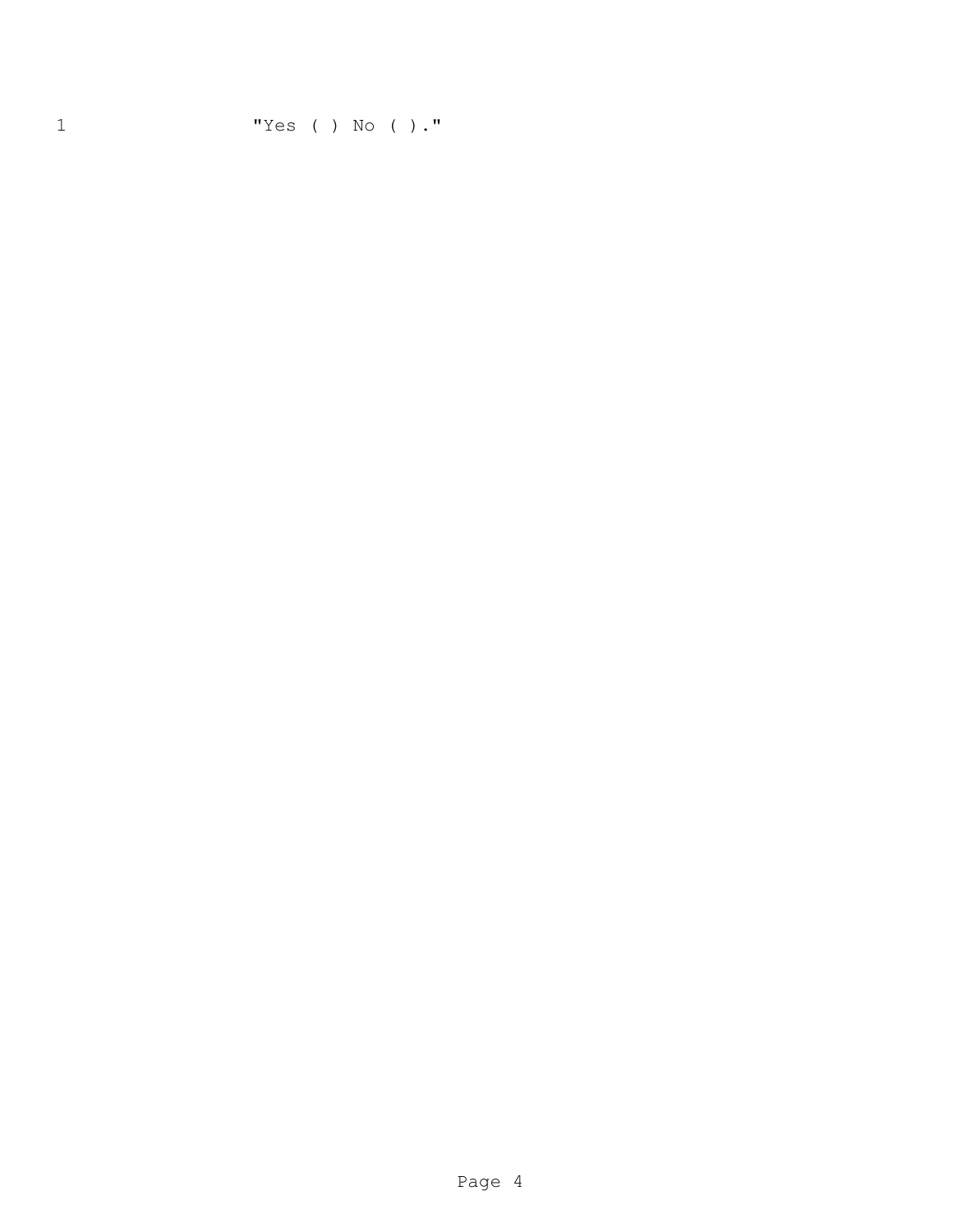"Yes ( ) No ( )."